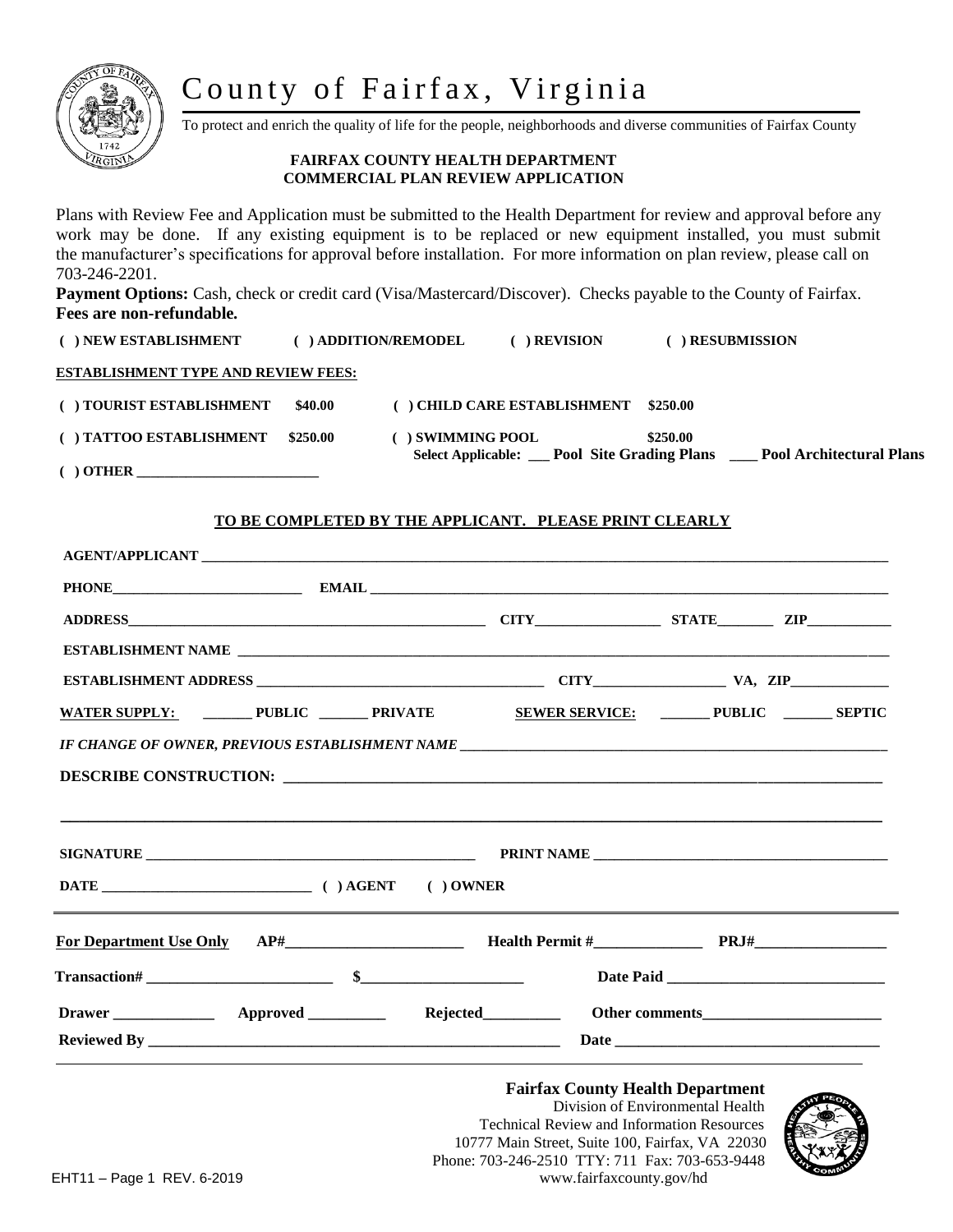# County of Fairfax, Virginia

To protect and enrich the quality of life for the people, neighborhoods and diverse communities of Fairfax County

**FAIRFAX COUNTY HEALTH DEPARTMENT**
**COMMERCIAL PLAN REVIEW APPLICATION**

Plans with Review Fee and Application must be submitted to the Health Department for review and approval before any work may be done. If any existing equipment is to be replaced or new equipment installed, you must submit the manufacturer's specifications for approval before installation. For more information on plan review, please call on 703-246-2201.

**Payment Options:** Cash, check or credit card (Visa/Mastercard/Discover). Checks payable to the County of Fairfax. **Fees are non-refundable.**

**( ) NEW ESTABLISHMENT  ( ) ADDITION/REMODEL  ( ) REVISION  ( ) RESUBMISSION**

**ESTABLISHMENT TYPE AND REVIEW FEES:**

**( ) TOURIST ESTABLISHMENT $40.00  ( ) CHILD CARE ESTABLISHMENT $250.00**

**( ) TATTOO ESTABLISHMENT $250.00  ( ) SWIMMING POOL $250.00**
**Select Applicable: ___ Pool Site Grading Plans ___ Pool Architectural Plans**

**( ) OTHER ________________________**

**TO BE COMPLETED BY THE APPLICANT. PLEASE PRINT CLEARLY**

**AGENT/APPLICANT** ____________________________________________

**PHONE** ______________________ **EMAIL** ______________________________

**ADDRESS** ______________________ **CITY** ____________ **STATE** ______ **ZIP** ________

**ESTABLISHMENT NAME** ____________________________________________

**ESTABLISHMENT ADDRESS** ______________________ **CITY** ____________ **VA, ZIP** ________

**WATER SUPPLY:** _______ **PUBLIC** _______ **PRIVATE**  **SEWER SERVICE:** _______ **PUBLIC** _______ **SEPTIC**

***IF CHANGE OF OWNER, PREVIOUS ESTABLISHMENT NAME*** ______________________________

**DESCRIBE CONSTRUCTION:** ____________________________________________

________________________________________________________________

**SIGNATURE** ______________________ **PRINT NAME** ______________________

**DATE** ______________________ **( ) AGENT ( ) OWNER**

---

**For Department Use Only** **AP#** ____________ **Health Permit #** ____________ **PRJ#** ____________

**Transaction#** ____________ **$** ____________ **Date Paid** ____________

**Drawer** ________ **Approved** ________ **Rejected** ________ **Other comments** ____________

**Reviewed By** ______________________ **Date** ______________________

---

**Fairfax County Health Department**
Division of Environmental Health
Technical Review and Information Resources
10777 Main Street, Suite 100, Fairfax, VA 22030
Phone: 703-246-2510 TTY: 711 Fax: 703-653-9448
www.fairfaxcounty.gov/hd

EHT11 – Page 1 REV. 6-2019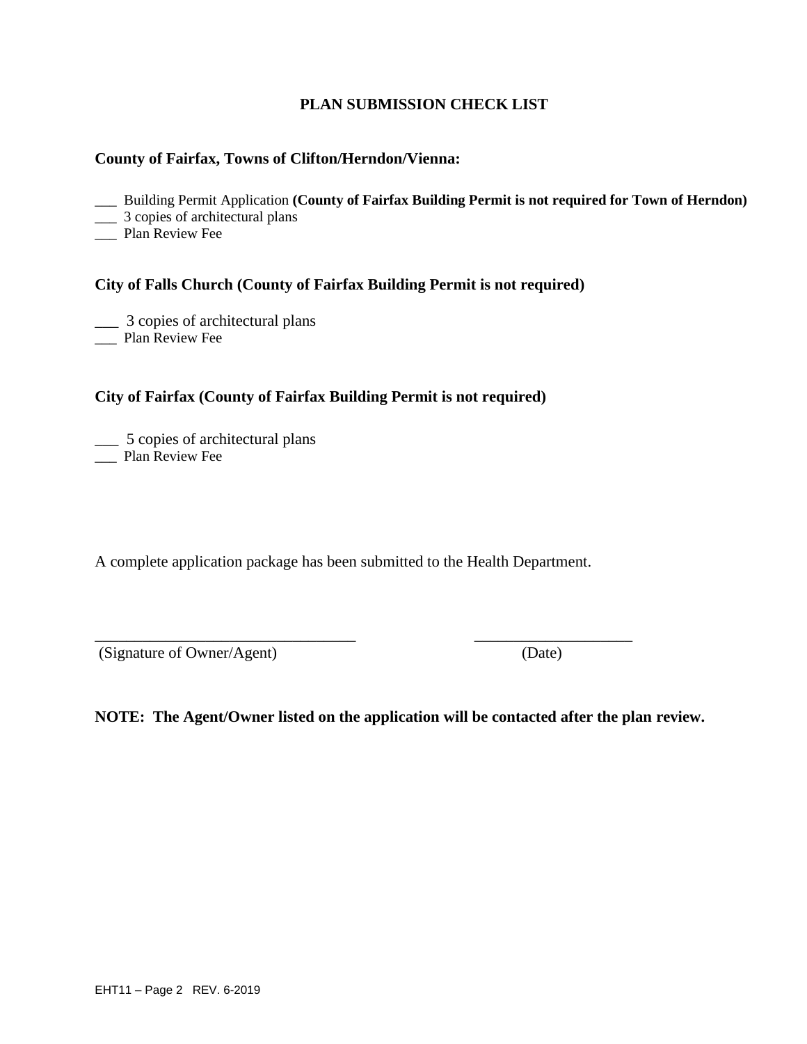# PLAN SUBMISSION CHECK LIST

**County of Fairfax, Towns of Clifton/Herndon/Vienna:**

___ Building Permit Application **(County of Fairfax Building Permit is not required for Town of Herndon)**
___ 3 copies of architectural plans
___ Plan Review Fee

**City of Falls Church (County of Fairfax Building Permit is not required)**

___ 3 copies of architectural plans
___ Plan Review Fee

**City of Fairfax (County of Fairfax Building Permit is not required)**

___ 5 copies of architectural plans
___ Plan Review Fee

A complete application package has been submitted to the Health Department.

_________________________________ ____________________
(Signature of Owner/Agent) (Date)

**NOTE: The Agent/Owner listed on the application will be contacted after the plan review.**

EHT11 – Page 2 REV. 6-2019